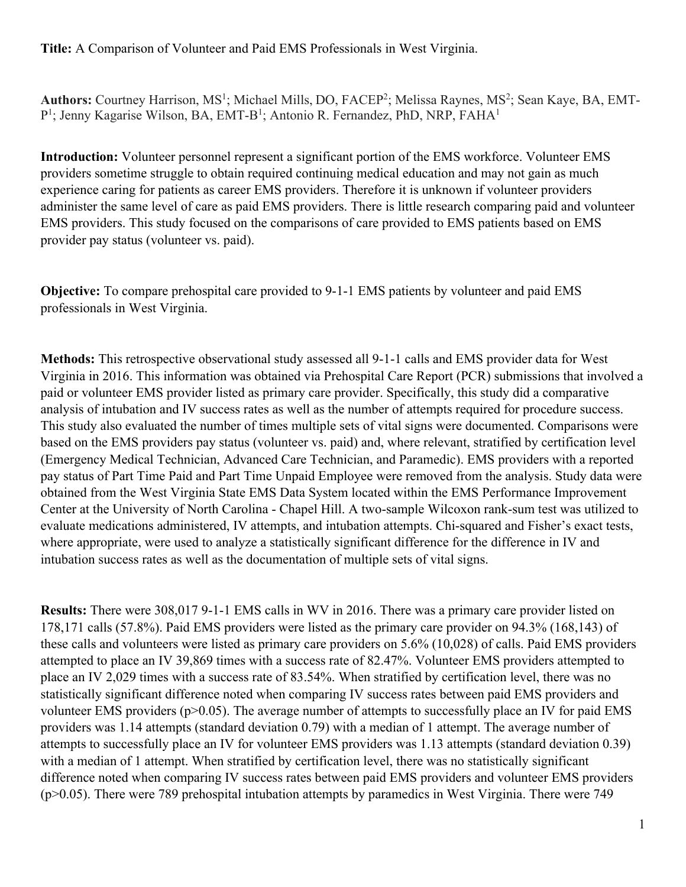**Title:** A Comparison of Volunteer and Paid EMS Professionals in West Virginia.

**Authors:** Courtney Harrison, MS[1]; Michael Mills, DO, FACEP[2]; Melissa Raynes, MS[2]; Sean Kaye, BA, EMT-P[1]; Jenny Kagarise Wilson, BA, EMT-B[1]; Antonio R. Fernandez, PhD, NRP, FAHA[1]

**Introduction:** Volunteer personnel represent a significant portion of the EMS workforce. Volunteer EMS providers sometime struggle to obtain required continuing medical education and may not gain as much experience caring for patients as career EMS providers. Therefore it is unknown if volunteer providers administer the same level of care as paid EMS providers. There is little research comparing paid and volunteer EMS providers. This study focused on the comparisons of care provided to EMS patients based on EMS provider pay status (volunteer vs. paid).

**Objective:** To compare prehospital care provided to 9-1-1 EMS patients by volunteer and paid EMS professionals in West Virginia.

**Methods:** This retrospective observational study assessed all 9-1-1 calls and EMS provider data for West Virginia in 2016. This information was obtained via Prehospital Care Report (PCR) submissions that involved a paid or volunteer EMS provider listed as primary care provider. Specifically, this study did a comparative analysis of intubation and IV success rates as well as the number of attempts required for procedure success. This study also evaluated the number of times multiple sets of vital signs were documented. Comparisons were based on the EMS providers pay status (volunteer vs. paid) and, where relevant, stratified by certification level (Emergency Medical Technician, Advanced Care Technician, and Paramedic). EMS providers with a reported pay status of Part Time Paid and Part Time Unpaid Employee were removed from the analysis. Study data were obtained from the West Virginia State EMS Data System located within the EMS Performance Improvement Center at the University of North Carolina - Chapel Hill. A two-sample Wilcoxon rank-sum test was utilized to evaluate medications administered, IV attempts, and intubation attempts. Chi-squared and Fisher's exact tests, where appropriate, were used to analyze a statistically significant difference for the difference in IV and intubation success rates as well as the documentation of multiple sets of vital signs.

**Results:** There were 308,017 9-1-1 EMS calls in WV in 2016. There was a primary care provider listed on 178,171 calls (57.8%). Paid EMS providers were listed as the primary care provider on 94.3% (168,143) of these calls and volunteers were listed as primary care providers on 5.6% (10,028) of calls. Paid EMS providers attempted to place an IV 39,869 times with a success rate of 82.47%. Volunteer EMS providers attempted to place an IV 2,029 times with a success rate of 83.54%. When stratified by certification level, there was no statistically significant difference noted when comparing IV success rates between paid EMS providers and volunteer EMS providers ($p>0.05$). The average number of attempts to successfully place an IV for paid EMS providers was 1.14 attempts (standard deviation 0.79) with a median of 1 attempt. The average number of attempts to successfully place an IV for volunteer EMS providers was 1.13 attempts (standard deviation 0.39) with a median of 1 attempt. When stratified by certification level, there was no statistically significant difference noted when comparing IV success rates between paid EMS providers and volunteer EMS providers ($p>0.05$). There were 789 prehospital intubation attempts by paramedics in West Virginia. There were 749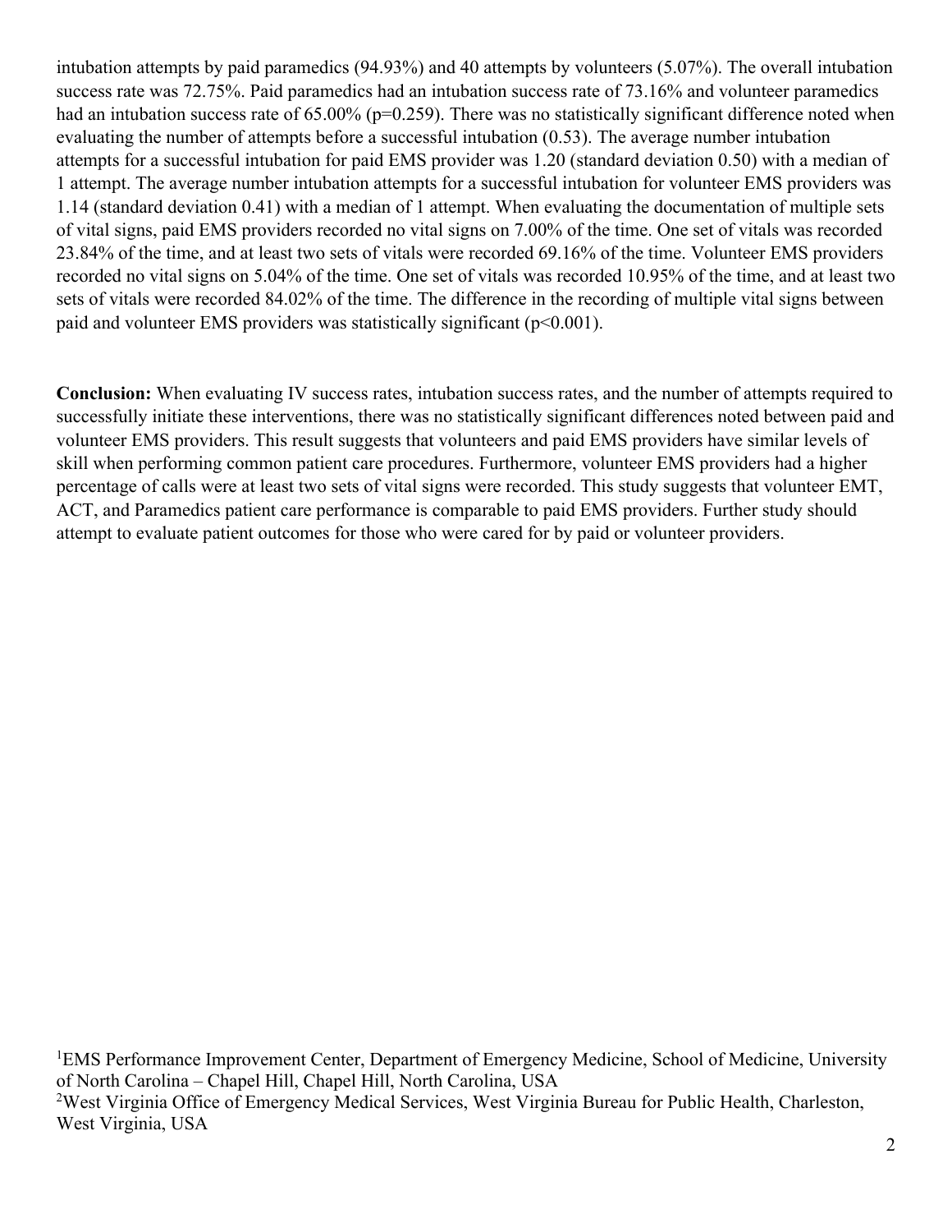intubation attempts by paid paramedics (94.93%) and 40 attempts by volunteers (5.07%). The overall intubation success rate was 72.75%. Paid paramedics had an intubation success rate of 73.16% and volunteer paramedics had an intubation success rate of 65.00% (p=0.259). There was no statistically significant difference noted when evaluating the number of attempts before a successful intubation (0.53). The average number intubation attempts for a successful intubation for paid EMS provider was 1.20 (standard deviation 0.50) with a median of 1 attempt. The average number intubation attempts for a successful intubation for volunteer EMS providers was 1.14 (standard deviation 0.41) with a median of 1 attempt. When evaluating the documentation of multiple sets of vital signs, paid EMS providers recorded no vital signs on 7.00% of the time. One set of vitals was recorded 23.84% of the time, and at least two sets of vitals were recorded 69.16% of the time. Volunteer EMS providers recorded no vital signs on 5.04% of the time. One set of vitals was recorded 10.95% of the time, and at least two sets of vitals were recorded 84.02% of the time. The difference in the recording of multiple vital signs between paid and volunteer EMS providers was statistically significant (p<0.001).

**Conclusion:** When evaluating IV success rates, intubation success rates, and the number of attempts required to successfully initiate these interventions, there was no statistically significant differences noted between paid and volunteer EMS providers. This result suggests that volunteers and paid EMS providers have similar levels of skill when performing common patient care procedures. Furthermore, volunteer EMS providers had a higher percentage of calls were at least two sets of vital signs were recorded. This study suggests that volunteer EMT, ACT, and Paramedics patient care performance is comparable to paid EMS providers. Further study should attempt to evaluate patient outcomes for those who were cared for by paid or volunteer providers.

[1]EMS Performance Improvement Center, Department of Emergency Medicine, School of Medicine, University of North Carolina – Chapel Hill, Chapel Hill, North Carolina, USA

[2]West Virginia Office of Emergency Medical Services, West Virginia Bureau for Public Health, Charleston, West Virginia, USA